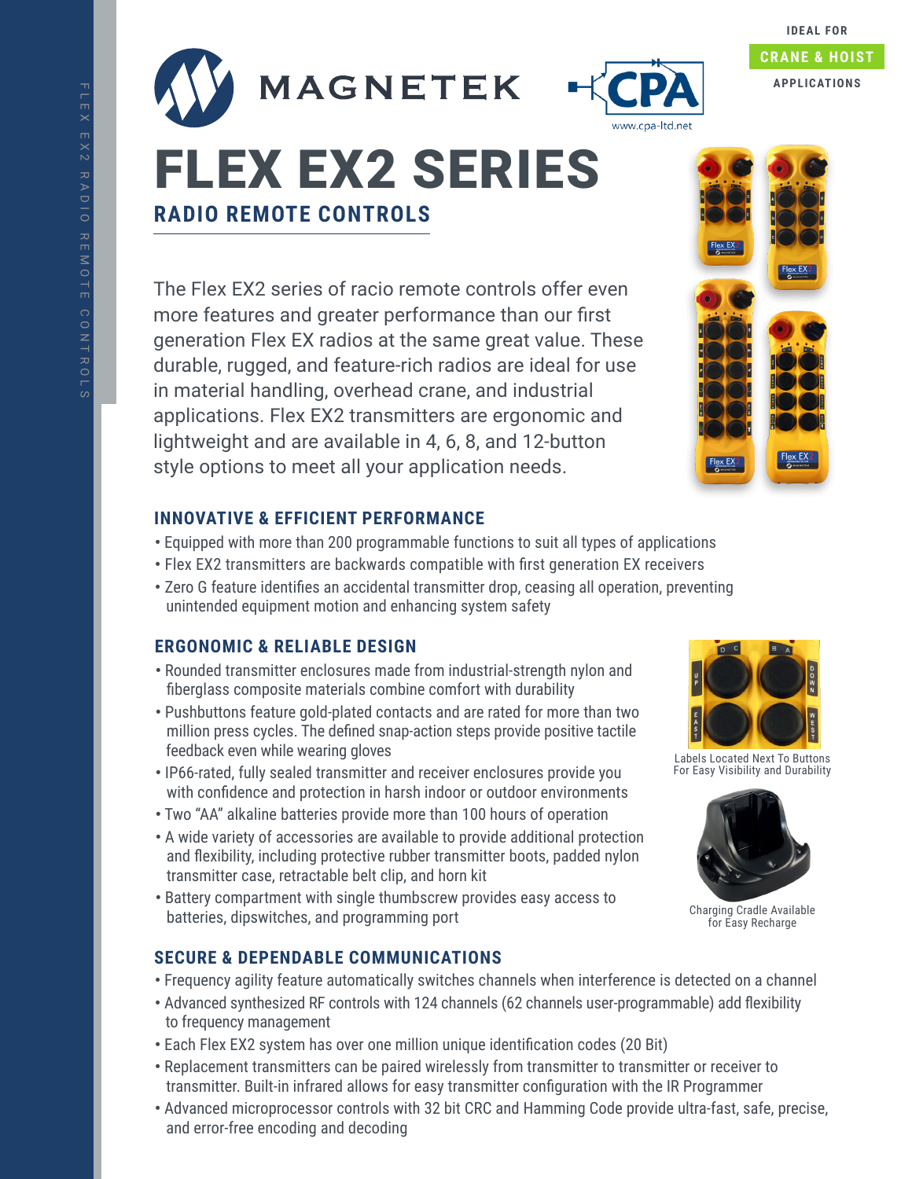IDEAL FOR

**CRANE & HOIST**

APPLICATIONS

# FLEX EX2 SERIES

## RADIO REMOTE CONTROLS

The Flex EX2 series of racio remote controls offer even more features and greater performance than our first generation Flex EX radios at the same great value. These durable, rugged, and feature-rich radios are ideal for use in material handling, overhead crane, and industrial applications. Flex EX2 transmitters are ergonomic and lightweight and are available in 4, 6, 8, and 12-button style options to meet all your application needs.

### INNOVATIVE & EFFICIENT PERFORMANCE

- Equipped with more than 200 programmable functions to suit all types of applications
- Flex EX2 transmitters are backwards compatible with first generation EX receivers
- Zero G feature identifies an accidental transmitter drop, ceasing all operation, preventing unintended equipment motion and enhancing system safety

### ERGONOMIC & RELIABLE DESIGN

- Rounded transmitter enclosures made from industrial-strength nylon and fiberglass composite materials combine comfort with durability
- Pushbuttons feature gold-plated contacts and are rated for more than two million press cycles. The defined snap-action steps provide positive tactile feedback even while wearing gloves
- IP66-rated, fully sealed transmitter and receiver enclosures provide you with confidence and protection in harsh indoor or outdoor environments
- Two "AA" alkaline batteries provide more than 100 hours of operation
- A wide variety of accessories are available to provide additional protection and flexibility, including protective rubber transmitter boots, padded nylon transmitter case, retractable belt clip, and horn kit
- Battery compartment with single thumbscrew provides easy access to batteries, dipswitches, and programming port

Labels Located Next To Buttons For Easy Visibility and Durability

Charging Cradle Available for Easy Recharge

### SECURE & DEPENDABLE COMMUNICATIONS

- Frequency agility feature automatically switches channels when interference is detected on a channel
- Advanced synthesized RF controls with 124 channels (62 channels user-programmable) add flexibility to frequency management
- Each Flex EX2 system has over one million unique identification codes (20 Bit)
- Replacement transmitters can be paired wirelessly from transmitter to transmitter or receiver to transmitter. Built-in infrared allows for easy transmitter configuration with the IR Programmer
- Advanced microprocessor controls with 32 bit CRC and Hamming Code provide ultra-fast, safe, precise, and error-free encoding and decoding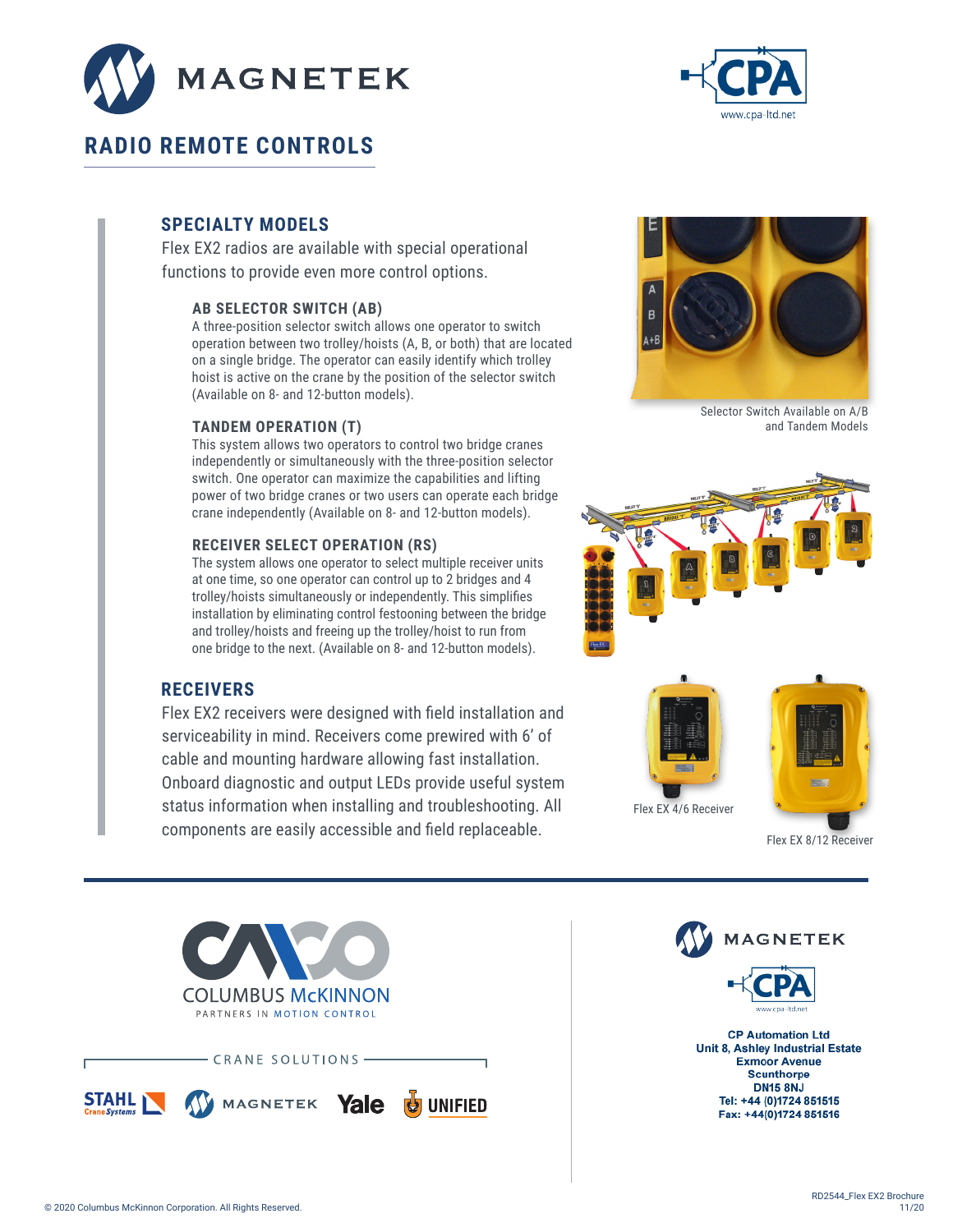# RADIO REMOTE CONTROLS

## SPECIALTY MODELS

Flex EX2 radios are available with special operational functions to provide even more control options.

### AB SELECTOR SWITCH (AB)

A three-position selector switch allows one operator to switch operation between two trolley/hoists (A, B, or both) that are located on a single bridge. The operator can easily identify which trolley hoist is active on the crane by the position of the selector switch (Available on 8- and 12-button models).

### TANDEM OPERATION (T)

This system allows two operators to control two bridge cranes independently or simultaneously with the three-position selector switch. One operator can maximize the capabilities and lifting power of two bridge cranes or two users can operate each bridge crane independently (Available on 8- and 12-button models).

### RECEIVER SELECT OPERATION (RS)

The system allows one operator to select multiple receiver units at one time, so one operator can control up to 2 bridges and 4 trolley/hoists simultaneously or independently. This simplifies installation by eliminating control festooning between the bridge and trolley/hoists and freeing up the trolley/hoist to run from one bridge to the next. (Available on 8- and 12-button models).

Selector Switch Available on A/B and Tandem Models

## RECEIVERS

Flex EX2 receivers were designed with field installation and serviceability in mind. Receivers come prewired with 6' of cable and mounting hardware allowing fast installation. Onboard diagnostic and output LEDs provide useful system status information when installing and troubleshooting. All components are easily accessible and field replaceable.

Flex EX 4/6 Receiver

Flex EX 8/12 Receiver

COLUMBUS McKINNON
PARTNERS IN MOTION CONTROL

CRANE SOLUTIONS

STAHL CraneSystems | MAGNETEK | Yale | UNIFIED

**CP Automation Ltd**
**Unit 8, Ashley Industrial Estate**
**Exmoor Avenue**
**Scunthorpe**
**DN15 8NJ**
**Tel: +44 (0)1724 851515**
**Fax: +44(0)1724 851516**

www.cpa-ltd.net

© 2020 Columbus McKinnon Corporation. All Rights Reserved.

RD2544_Flex EX2 Brochure 11/20